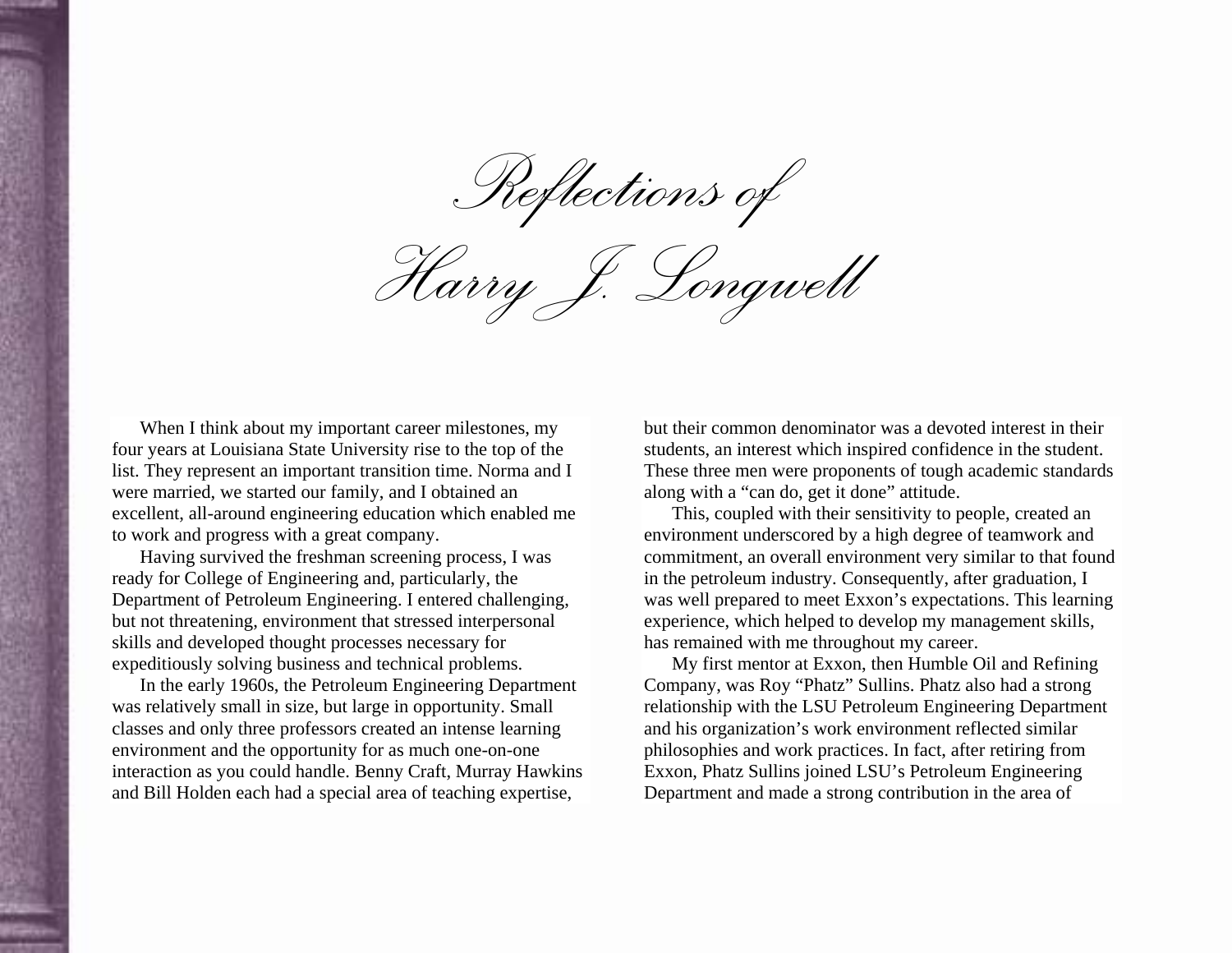# Reflections of Harry J. Longwell

When I think about my important career milestones, my four years at Louisiana State University rise to the top of the list. They represent an important transition time. Norma and I were married, we started our family, and I obtained an excellent, all-around engineering education which enabled me to work and progress with a great company.

Having survived the freshman screening process, I was ready for College of Engineering and, particularly, the Department of Petroleum Engineering. I entered challenging, but not threatening, environment that stressed interpersonal skills and developed thought processes necessary for expeditiously solving business and technical problems.

In the early 1960s, the Petroleum Engineering Department was relatively small in size, but large in opportunity. Small classes and only three professors created an intense learning environment and the opportunity for as much one-on-one interaction as you could handle. Benny Craft, Murray Hawkins and Bill Holden each had a special area of teaching expertise, but their common denominator was a devoted interest in their students, an interest which inspired confidence in the student. These three men were proponents of tough academic standards along with a "can do, get it done" attitude.

This, coupled with their sensitivity to people, created an environment underscored by a high degree of teamwork and commitment, an overall environment very similar to that found in the petroleum industry. Consequently, after graduation, I was well prepared to meet Exxon's expectations. This learning experience, which helped to develop my management skills, has remained with me throughout my career.

My first mentor at Exxon, then Humble Oil and Refining Company, was Roy "Phatz" Sullins. Phatz also had a strong relationship with the LSU Petroleum Engineering Department and his organization's work environment reflected similar philosophies and work practices. In fact, after retiring from Exxon, Phatz Sullins joined LSU's Petroleum Engineering Department and made a strong contribution in the area of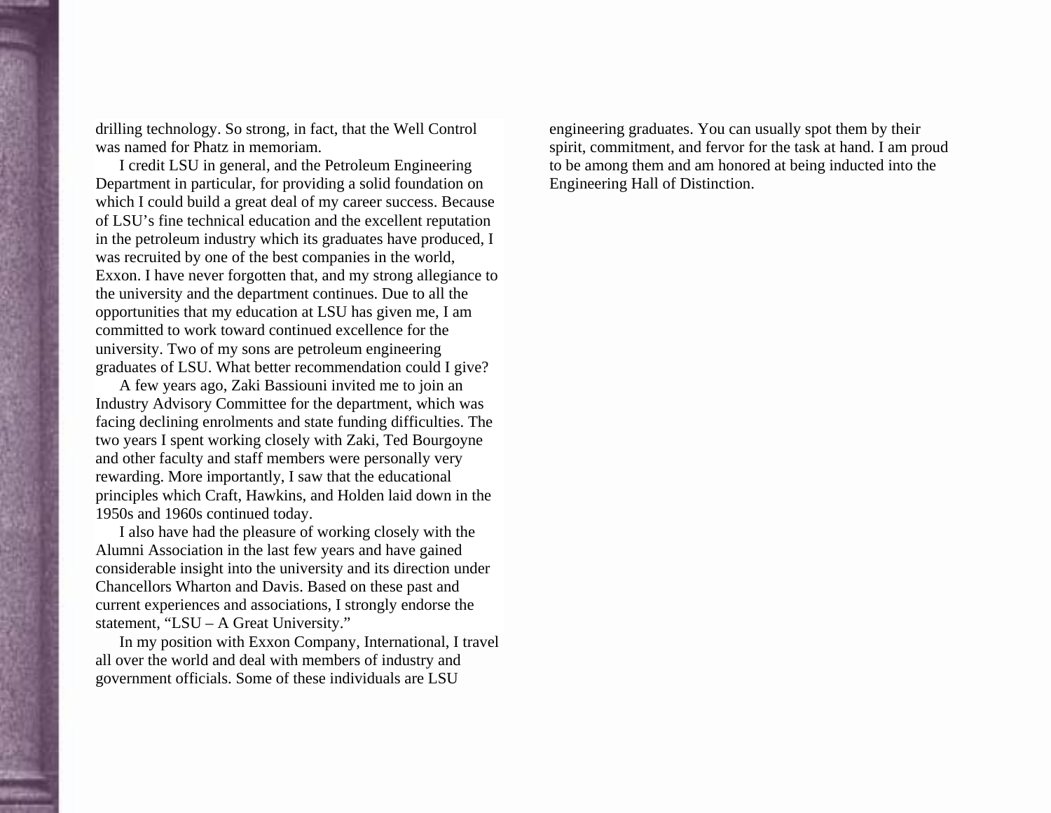drilling technology. So strong, in fact, that the Well Control was named for Phatz in memoriam.

I credit LSU in general, and the Petroleum Engineering Department in particular, for providing a solid foundation on which I could build a great deal of my career success. Because of LSU's fine technical education and the excellent reputation in the petroleum industry which its graduates have produced, I was recruited by one of the best companies in the world, Exxon. I have never forgotten that, and my strong allegiance to the university and the department continues. Due to all the opportunities that my education at LSU has given me, I am committed to work toward continued excellence for the university. Two of my sons are petroleum engineering graduates of LSU. What better recommendation could I give?

A few years ago, Zaki Bassiouni invited me to join an Industry Advisory Committee for the department, which was facing declining enrolments and state funding difficulties. The two years I spent working closely with Zaki, Ted Bourgoyne and other faculty and staff members were personally very rewarding. More importantly, I saw that the educational principles which Craft, Hawkins, and Holden laid down in the 1950s and 1960s continued today.

I also have had the pleasure of working closely with the Alumni Association in the last few years and have gained considerable insight into the university and its direction under Chancellors Wharton and Davis. Based on these past and current experiences and associations, I strongly endorse the statement, "LSU – A Great University."

In my position with Exxon Company, International, I travel all over the world and deal with members of industry and government officials. Some of these individuals are LSU engineering graduates. You can usually spot them by their spirit, commitment, and fervor for the task at hand. I am proud to be among them and am honored at being inducted into the Engineering Hall of Distinction.